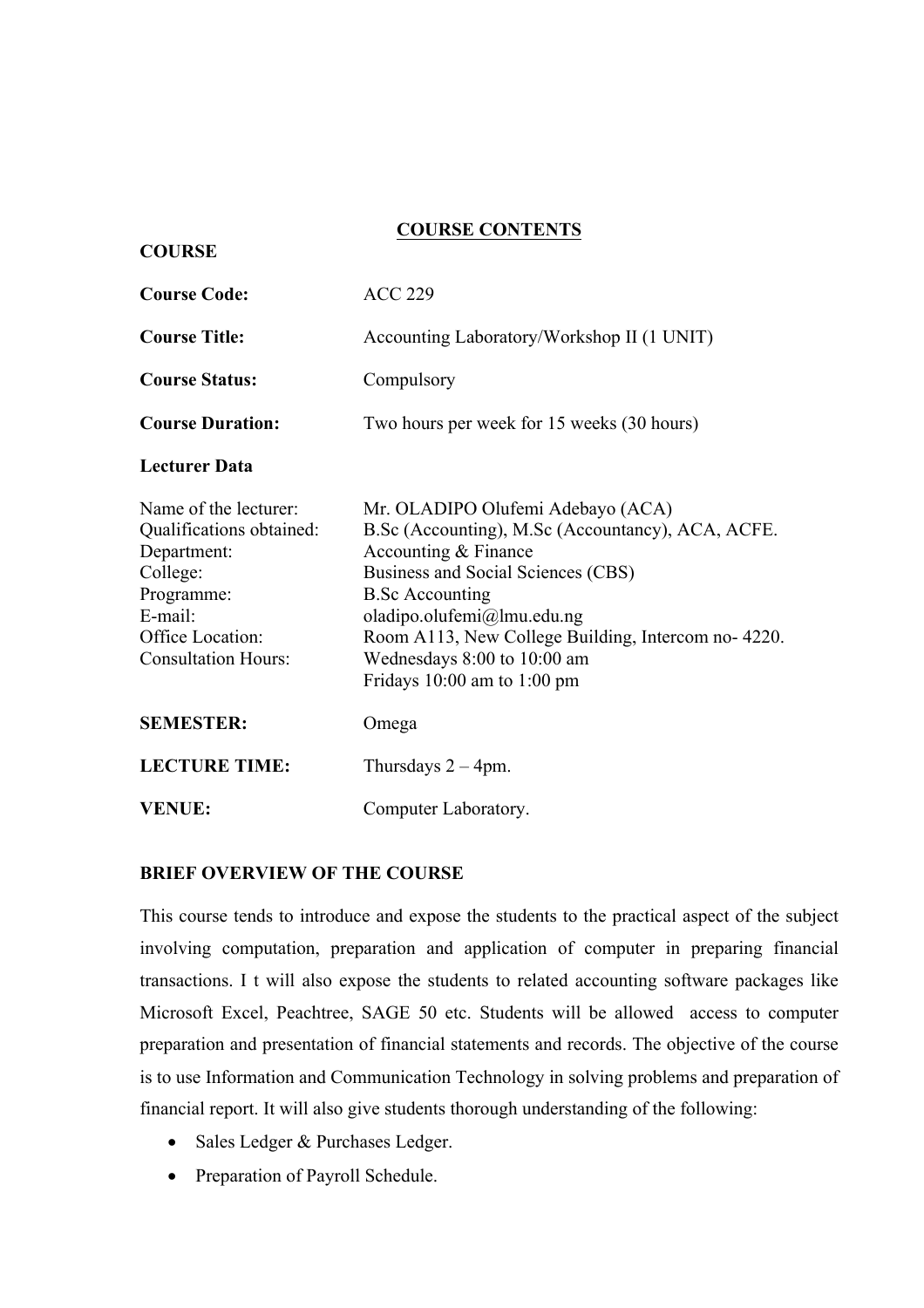## COURSE CONTENTS

**COURSE**

**Course Code:** ACC 229

**Course Title:** Accounting Laboratory/Workshop II (1 UNIT)

**Course Status:** Compulsory

**Course Duration:** Two hours per week for 15 weeks (30 hours)

**Lecturer Data**

Name of the lecturer: Mr. OLADIPO Olufemi Adebayo (ACA)
Qualifications obtained: B.Sc (Accounting), M.Sc (Accountancy), ACA, ACFE.
Department: Accounting & Finance
College: Business and Social Sciences (CBS)
Programme: B.Sc Accounting
E-mail: oladipo.olufemi@lmu.edu.ng
Office Location: Room A113, New College Building, Intercom no- 4220.
Consultation Hours: Wednesdays 8:00 to 10:00 am
Fridays 10:00 am to 1:00 pm

**SEMESTER:** Omega

**LECTURE TIME:** Thursdays 2 – 4pm.

**VENUE:** Computer Laboratory.

**BRIEF OVERVIEW OF THE COURSE**

This course tends to introduce and expose the students to the practical aspect of the subject involving computation, preparation and application of computer in preparing financial transactions. I t will also expose the students to related accounting software packages like Microsoft Excel, Peachtree, SAGE 50 etc. Students will be allowed access to computer preparation and presentation of financial statements and records. The objective of the course is to use Information and Communication Technology in solving problems and preparation of financial report. It will also give students thorough understanding of the following:

- Sales Ledger & Purchases Ledger.
- Preparation of Payroll Schedule.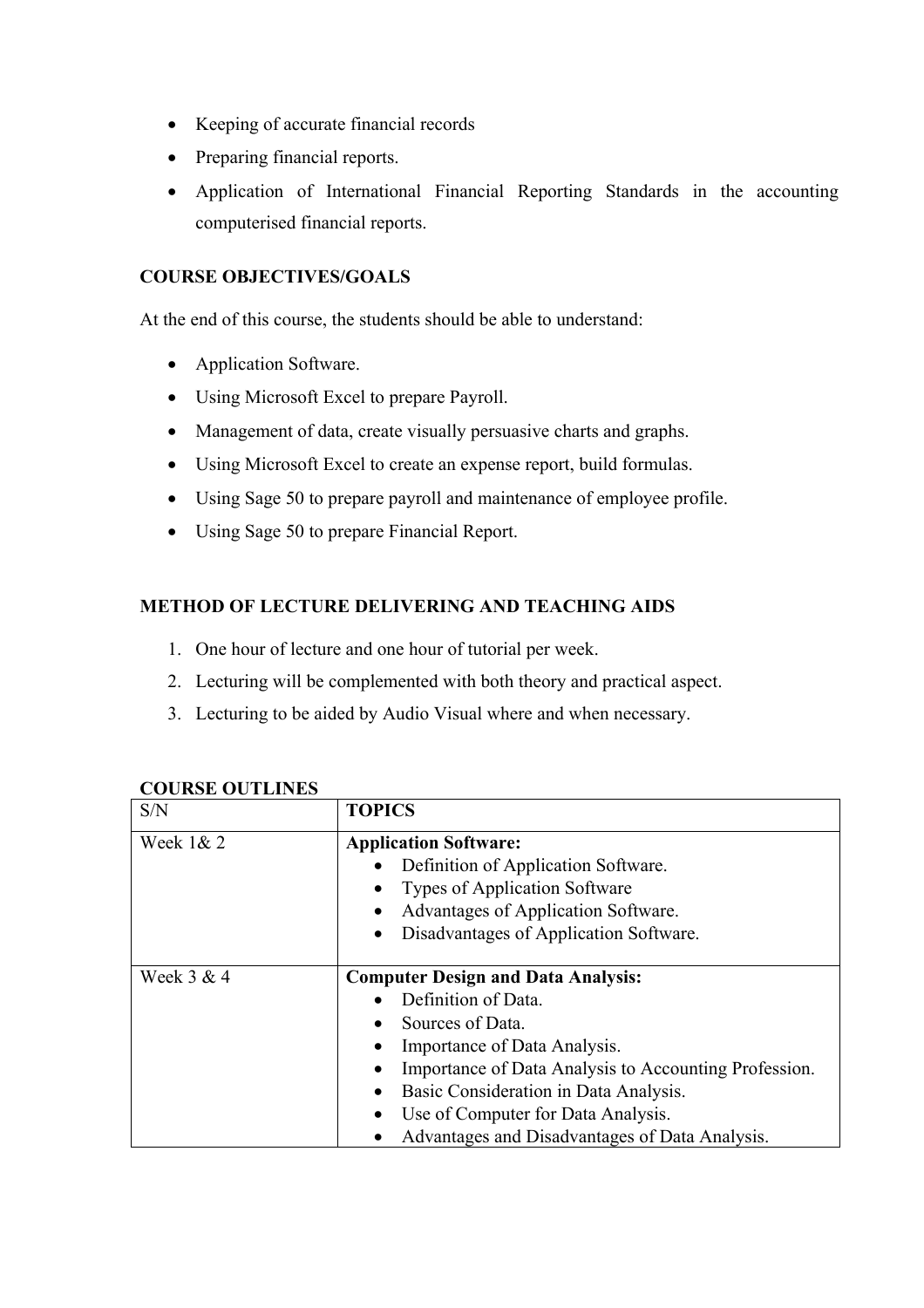- Keeping of accurate financial records
- Preparing financial reports.
- Application of International Financial Reporting Standards in the accounting computerised financial reports.

**COURSE OBJECTIVES/GOALS**

At the end of this course, the students should be able to understand:

- Application Software.
- Using Microsoft Excel to prepare Payroll.
- Management of data, create visually persuasive charts and graphs.
- Using Microsoft Excel to create an expense report, build formulas.
- Using Sage 50 to prepare payroll and maintenance of employee profile.
- Using Sage 50 to prepare Financial Report.

**METHOD OF LECTURE DELIVERING AND TEACHING AIDS**

1. One hour of lecture and one hour of tutorial per week.
2. Lecturing will be complemented with both theory and practical aspect.
3. Lecturing to be aided by Audio Visual where and when necessary.

**COURSE OUTLINES**

| S/N | TOPICS |
|---|---|
| Week 1& 2 | **Application Software:**<br>• Definition of Application Software.<br>• Types of Application Software<br>• Advantages of Application Software.<br>• Disadvantages of Application Software. |
| Week 3 & 4 | **Computer Design and Data Analysis:**<br>• Definition of Data.<br>• Sources of Data.<br>• Importance of Data Analysis.<br>• Importance of Data Analysis to Accounting Profession.<br>• Basic Consideration in Data Analysis.<br>• Use of Computer for Data Analysis.<br>• Advantages and Disadvantages of Data Analysis. |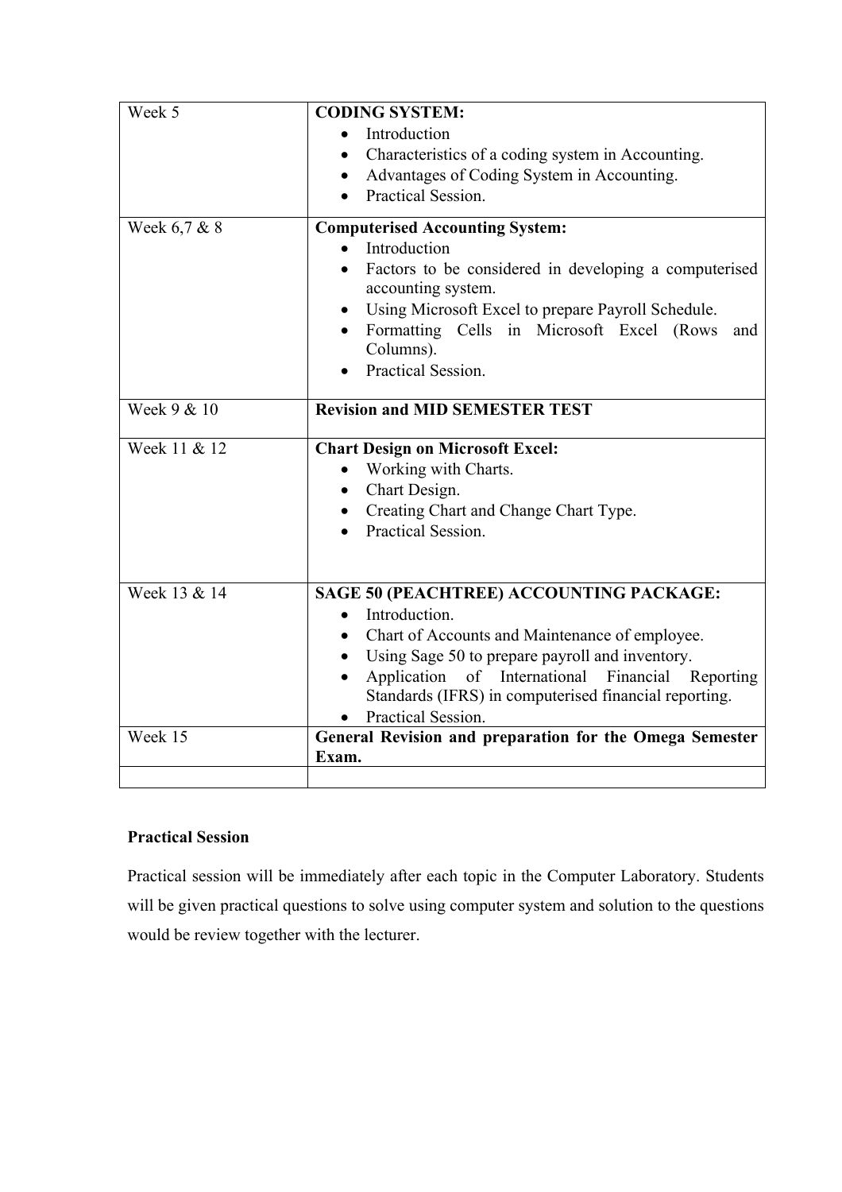| Week 5 | **CODING SYSTEM:**<br>• Introduction<br>• Characteristics of a coding system in Accounting.<br>• Advantages of Coding System in Accounting.<br>• Practical Session. |
|---|---|
| Week 6,7 & 8 | **Computerised Accounting System:**<br>• Introduction<br>• Factors to be considered in developing a computerised accounting system.<br>• Using Microsoft Excel to prepare Payroll Schedule.<br>• Formatting Cells in Microsoft Excel (Rows and Columns).<br>• Practical Session. |
| Week 9 & 10 | **Revision and MID SEMESTER TEST** |
| Week 11 & 12 | **Chart Design on Microsoft Excel:**<br>• Working with Charts.<br>• Chart Design.<br>• Creating Chart and Change Chart Type.<br>• Practical Session. |
| Week 13 & 14 | **SAGE 50 (PEACHTREE) ACCOUNTING PACKAGE:**<br>• Introduction.<br>• Chart of Accounts and Maintenance of employee.<br>• Using Sage 50 to prepare payroll and inventory.<br>• Application of International Financial Reporting Standards (IFRS) in computerised financial reporting.<br>• Practical Session. |
| Week 15 | **General Revision and preparation for the Omega Semester Exam.** |
| | |

**Practical Session**

Practical session will be immediately after each topic in the Computer Laboratory. Students will be given practical questions to solve using computer system and solution to the questions would be review together with the lecturer.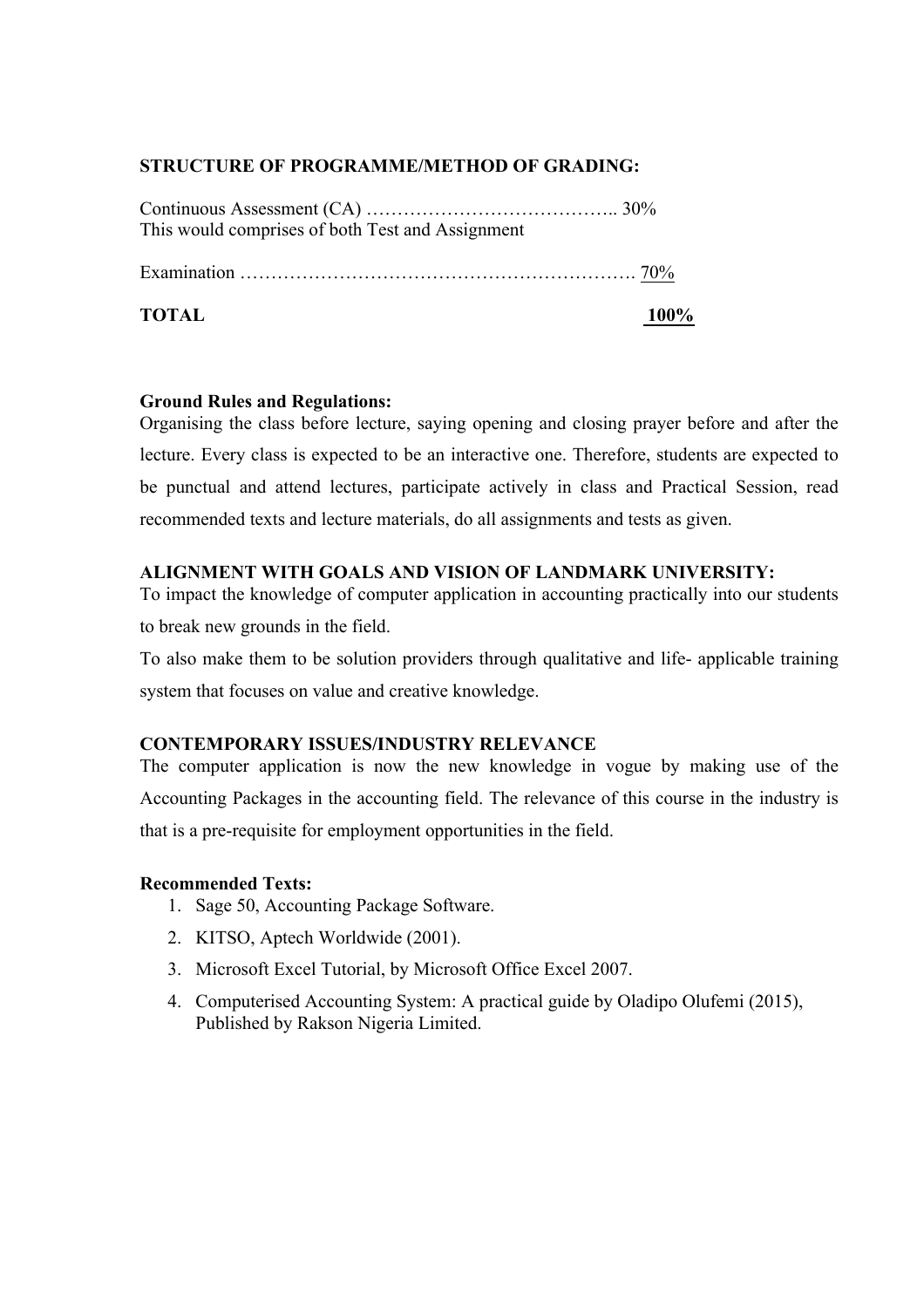**STRUCTURE OF PROGRAMME/METHOD OF GRADING:**

Continuous Assessment (CA) ………………………………….. 30%
This would comprises of both Test and Assignment

Examination ………………………………………………………. 70%

**TOTAL 100%**

**Ground Rules and Regulations:**
Organising the class before lecture, saying opening and closing prayer before and after the lecture. Every class is expected to be an interactive one. Therefore, students are expected to be punctual and attend lectures, participate actively in class and Practical Session, read recommended texts and lecture materials, do all assignments and tests as given.

**ALIGNMENT WITH GOALS AND VISION OF LANDMARK UNIVERSITY:**
To impact the knowledge of computer application in accounting practically into our students to break new grounds in the field.
To also make them to be solution providers through qualitative and life- applicable training system that focuses on value and creative knowledge.

**CONTEMPORARY ISSUES/INDUSTRY RELEVANCE**
The computer application is now the new knowledge in vogue by making use of the Accounting Packages in the accounting field. The relevance of this course in the industry is that is a pre-requisite for employment opportunities in the field.

**Recommended Texts:**

1. Sage 50, Accounting Package Software.
2. KITSO, Aptech Worldwide (2001).
3. Microsoft Excel Tutorial, by Microsoft Office Excel 2007.
4. Computerised Accounting System: A practical guide by Oladipo Olufemi (2015), Published by Rakson Nigeria Limited.